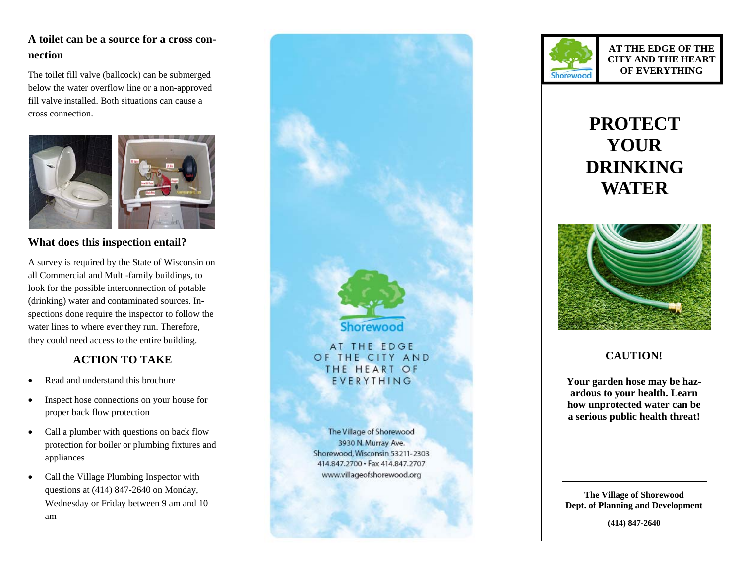## A toilet can be a source for a cross connection

The toilet fill valve (ballcock) can be submerged below the water overflow line or a non-approved fill valve installed. Both situations can cause a cross connection.

## What does this inspection entail?

A survey is required by the State of Wisconsin on all Commercial and Multi-family buildings, to look for the possible interconnection of potable (drinking) water and contaminated sources. Inspections done require the inspector to follow the water lines to where ever they run. Therefore, they could need access to the entire building.

### ACTION TO TAKE

- Read and understand this brochure
- Inspect hose connections on your house for proper back flow protection
- Call a plumber with questions on back flow protection for boiler or plumbing fixtures and appliances
- Call the Village Plumbing Inspector with questions at (414) 847-2640 on Monday, Wednesday or Friday between 9 am and 10 am

Shorewood

AT THE EDGE OF THE CITY AND THE HEART OF EVERYTHING

The Village of Shorewood
3930 N. Murray Ave.
Shorewood, Wisconsin 53211-2303
414.847.2700 • Fax 414.847.2707
www.villageofshorewood.org

**AT THE EDGE OF THE CITY AND THE HEART OF EVERYTHING**

# PROTECT YOUR DRINKING WATER

**CAUTION!**

**Your garden hose may be hazardous to your health. Learn how unprotected water can be a serious public health threat!**

**The Village of Shorewood**
**Dept. of Planning and Development**

**(414) 847-2640**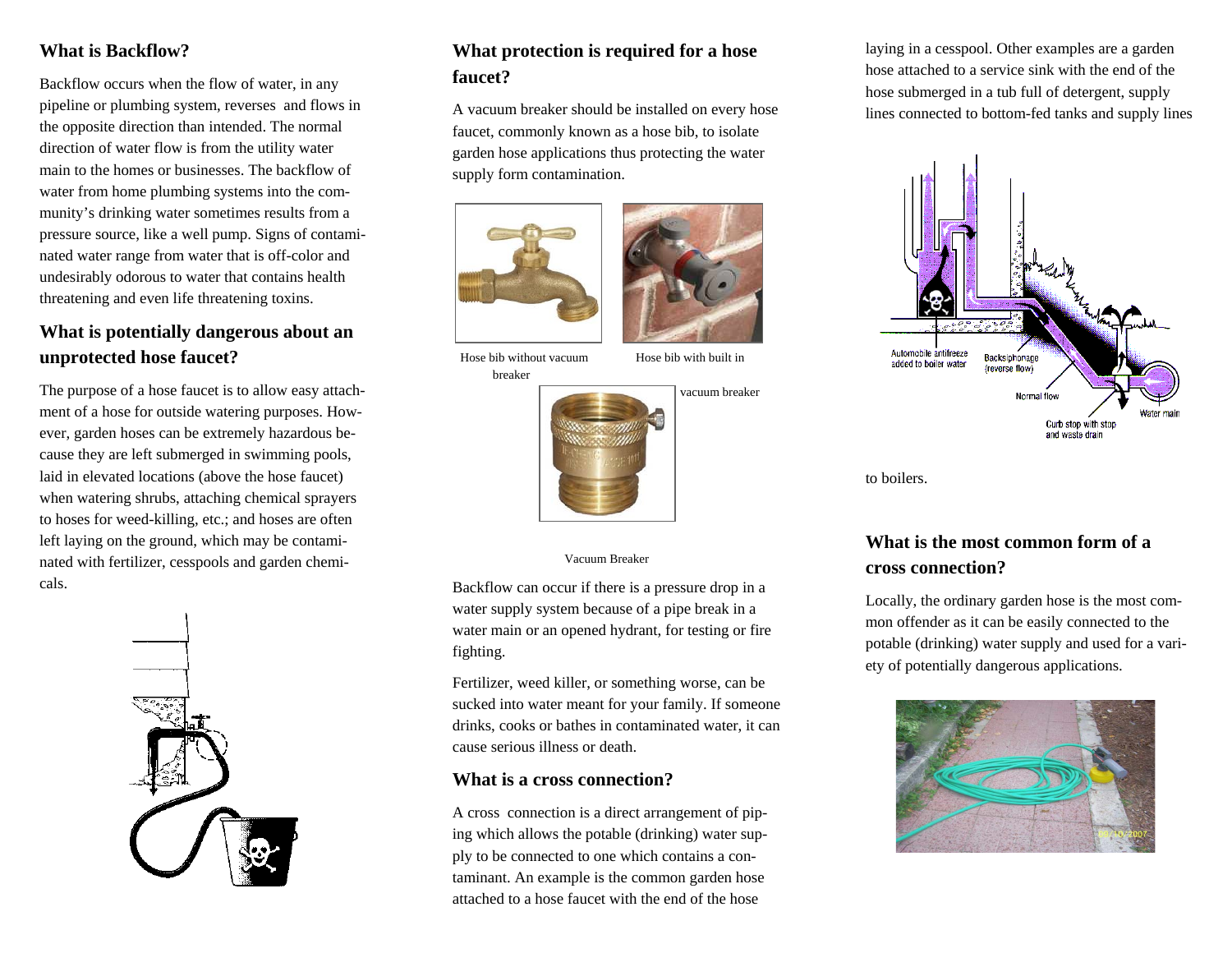## What is Backflow?

Backflow occurs when the flow of water, in any pipeline or plumbing system, reverses and flows in the opposite direction than intended. The normal direction of water flow is from the utility water main to the homes or businesses. The backflow of water from home plumbing systems into the community's drinking water sometimes results from a pressure source, like a well pump. Signs of contaminated water range from water that is off-color and undesirably odorous to water that contains health threatening and even life threatening toxins.

## What is potentially dangerous about an unprotected hose faucet?

The purpose of a hose faucet is to allow easy attachment of a hose for outside watering purposes. However, garden hoses can be extremely hazardous because they are left submerged in swimming pools, laid in elevated locations (above the hose faucet) when watering shrubs, attaching chemical sprayers to hoses for weed-killing, etc.; and hoses are often left laying on the ground, which may be contaminated with fertilizer, cesspools and garden chemicals.

## What protection is required for a hose faucet?

A vacuum breaker should be installed on every hose faucet, commonly known as a hose bib, to isolate garden hose applications thus protecting the water supply form contamination.

Hose bib without vacuum breaker

Hose bib with built in vacuum breaker

Vacuum Breaker

Backflow can occur if there is a pressure drop in a water supply system because of a pipe break in a water main or an opened hydrant, for testing or fire fighting.

Fertilizer, weed killer, or something worse, can be sucked into water meant for your family. If someone drinks, cooks or bathes in contaminated water, it can cause serious illness or death.

## What is a cross connection?

A cross connection is a direct arrangement of piping which allows the potable (drinking) water supply to be connected to one which contains a contaminant. An example is the common garden hose attached to a hose faucet with the end of the hose laying in a cesspool. Other examples are a garden hose attached to a service sink with the end of the hose submerged in a tub full of detergent, supply lines connected to bottom-fed tanks and supply lines to boilers.

Automobile antifreeze added to boiler water

Backsiphonage (reverse flow)

Normal flow

Water main

Curb stop with stop and waste drain

## What is the most common form of a cross connection?

Locally, the ordinary garden hose is the most common offender as it can be easily connected to the potable (drinking) water supply and used for a variety of potentially dangerous applications.